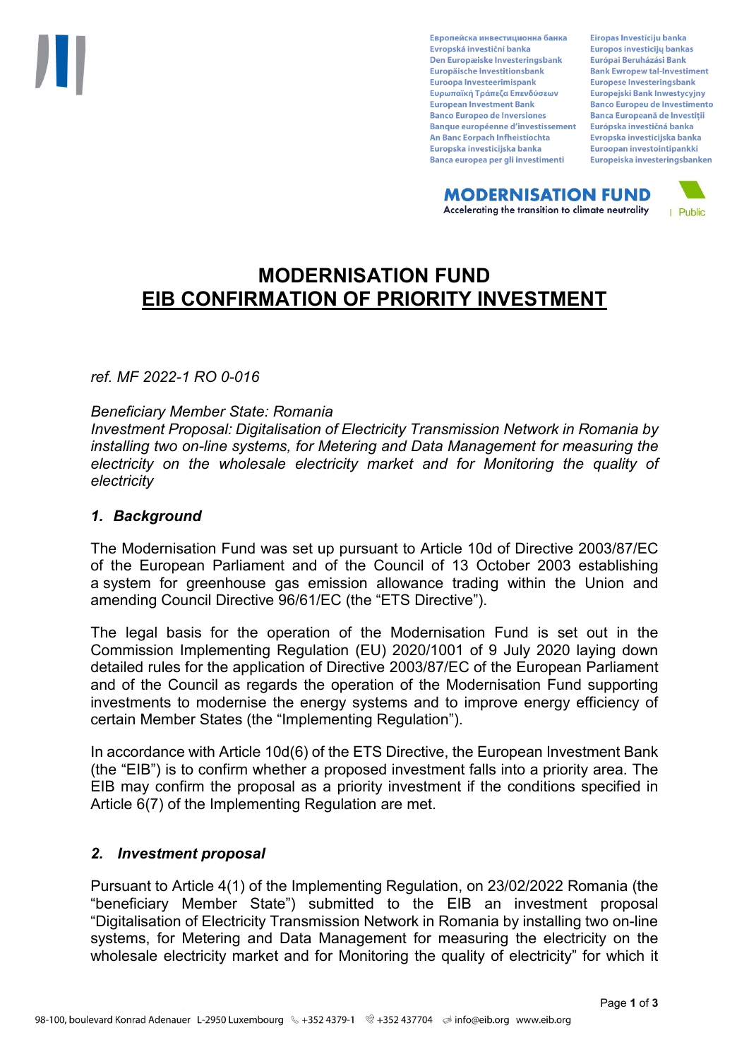# MODERNISATION FUND
## EIB CONFIRMATION OF PRIORITY INVESTMENT

*ref. MF 2022-1 RO 0-016*

*Beneficiary Member State: Romania*
*Investment Proposal: Digitalisation of Electricity Transmission Network in Romania by installing two on-line systems, for Metering and Data Management for measuring the electricity on the wholesale electricity market and for Monitoring the quality of electricity*

### *1. Background*

The Modernisation Fund was set up pursuant to Article 10d of Directive 2003/87/EC of the European Parliament and of the Council of 13 October 2003 establishing a system for greenhouse gas emission allowance trading within the Union and amending Council Directive 96/61/EC (the "ETS Directive").

The legal basis for the operation of the Modernisation Fund is set out in the Commission Implementing Regulation (EU) 2020/1001 of 9 July 2020 laying down detailed rules for the application of Directive 2003/87/EC of the European Parliament and of the Council as regards the operation of the Modernisation Fund supporting investments to modernise the energy systems and to improve energy efficiency of certain Member States (the "Implementing Regulation").

In accordance with Article 10d(6) of the ETS Directive, the European Investment Bank (the "EIB") is to confirm whether a proposed investment falls into a priority area. The EIB may confirm the proposal as a priority investment if the conditions specified in Article 6(7) of the Implementing Regulation are met.

### *2. Investment proposal*

Pursuant to Article 4(1) of the Implementing Regulation, on 23/02/2022 Romania (the "beneficiary Member State") submitted to the EIB an investment proposal "Digitalisation of Electricity Transmission Network in Romania by installing two on-line systems, for Metering and Data Management for measuring the electricity on the wholesale electricity market and for Monitoring the quality of electricity" for which it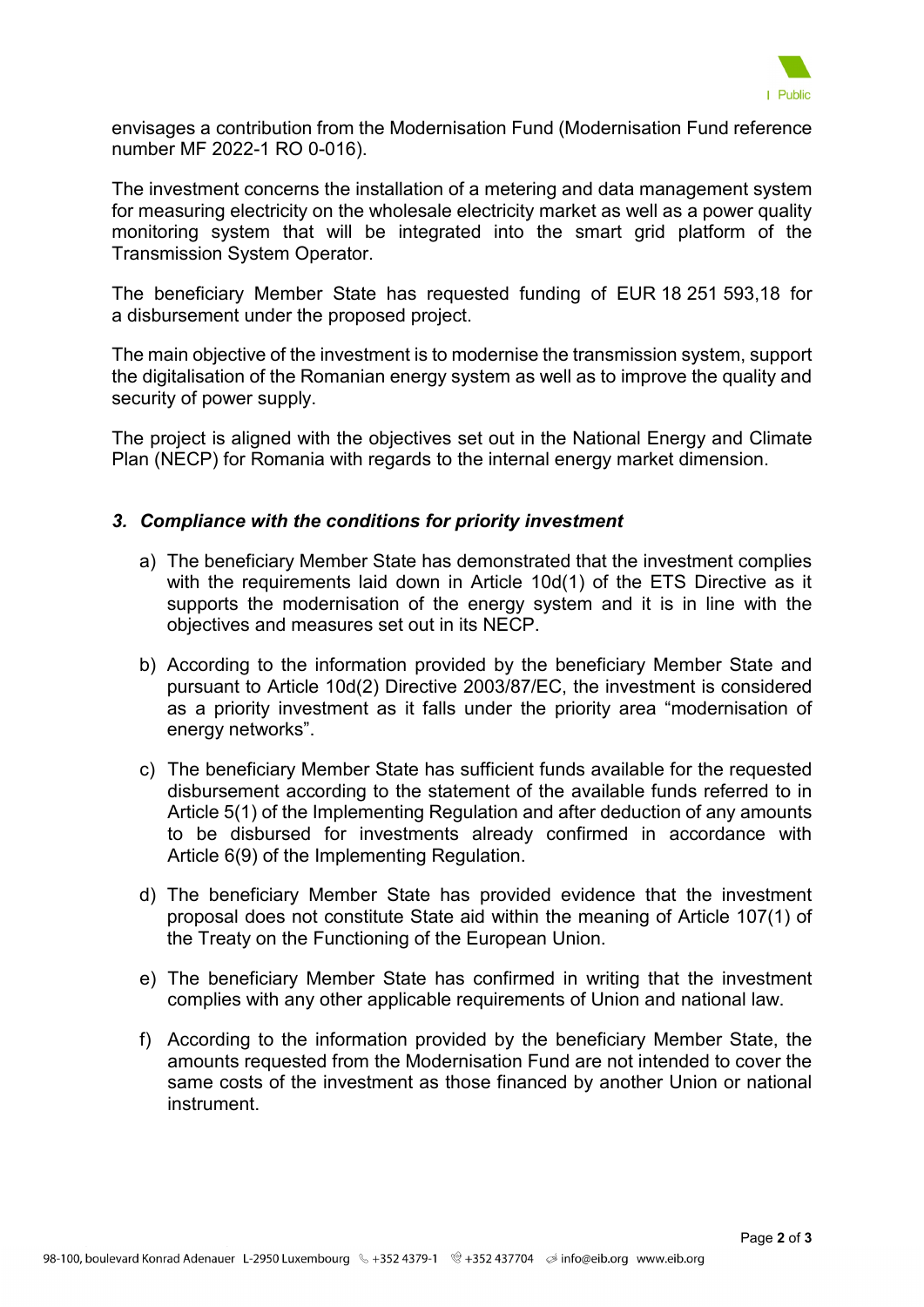envisages a contribution from the Modernisation Fund (Modernisation Fund reference number MF 2022-1 RO 0-016).

The investment concerns the installation of a metering and data management system for measuring electricity on the wholesale electricity market as well as a power quality monitoring system that will be integrated into the smart grid platform of the Transmission System Operator.

The beneficiary Member State has requested funding of EUR 18 251 593,18 for a disbursement under the proposed project.

The main objective of the investment is to modernise the transmission system, support the digitalisation of the Romanian energy system as well as to improve the quality and security of power supply.

The project is aligned with the objectives set out in the National Energy and Climate Plan (NECP) for Romania with regards to the internal energy market dimension.

### *3. Compliance with the conditions for priority investment*

a) The beneficiary Member State has demonstrated that the investment complies with the requirements laid down in Article 10d(1) of the ETS Directive as it supports the modernisation of the energy system and it is in line with the objectives and measures set out in its NECP.

b) According to the information provided by the beneficiary Member State and pursuant to Article 10d(2) Directive 2003/87/EC, the investment is considered as a priority investment as it falls under the priority area "modernisation of energy networks".

c) The beneficiary Member State has sufficient funds available for the requested disbursement according to the statement of the available funds referred to in Article 5(1) of the Implementing Regulation and after deduction of any amounts to be disbursed for investments already confirmed in accordance with Article 6(9) of the Implementing Regulation.

d) The beneficiary Member State has provided evidence that the investment proposal does not constitute State aid within the meaning of Article 107(1) of the Treaty on the Functioning of the European Union.

e) The beneficiary Member State has confirmed in writing that the investment complies with any other applicable requirements of Union and national law.

f) According to the information provided by the beneficiary Member State, the amounts requested from the Modernisation Fund are not intended to cover the same costs of the investment as those financed by another Union or national instrument.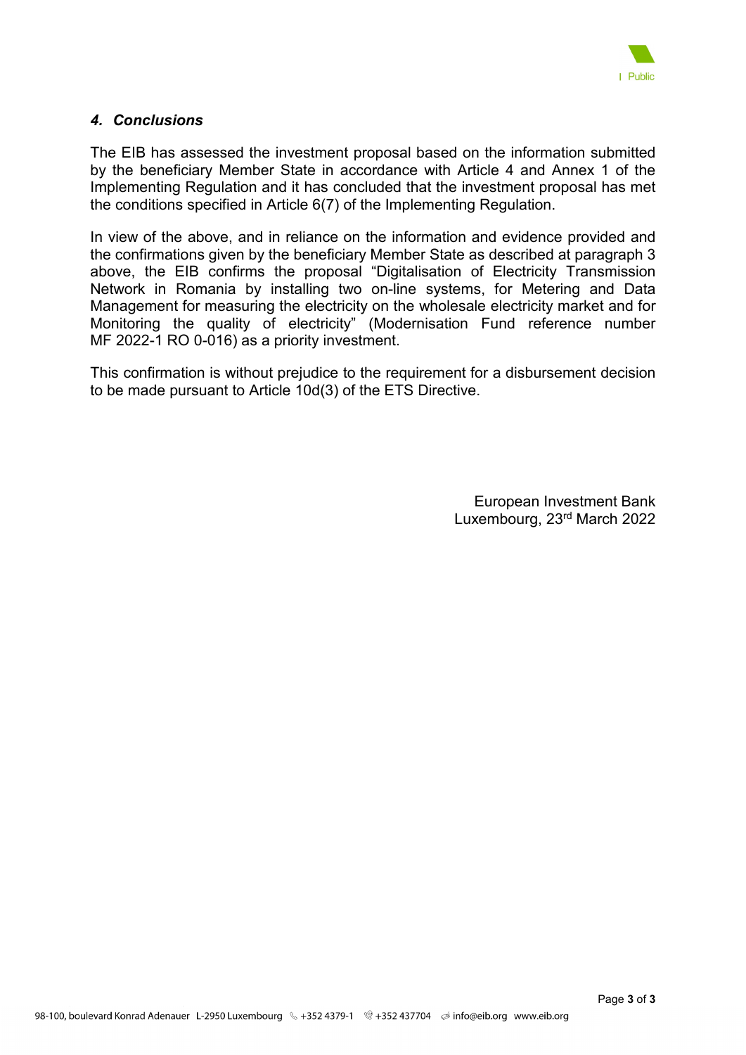### *4. Conclusions*

The EIB has assessed the investment proposal based on the information submitted by the beneficiary Member State in accordance with Article 4 and Annex 1 of the Implementing Regulation and it has concluded that the investment proposal has met the conditions specified in Article 6(7) of the Implementing Regulation.

In view of the above, and in reliance on the information and evidence provided and the confirmations given by the beneficiary Member State as described at paragraph 3 above, the EIB confirms the proposal "Digitalisation of Electricity Transmission Network in Romania by installing two on-line systems, for Metering and Data Management for measuring the electricity on the wholesale electricity market and for Monitoring the quality of electricity" (Modernisation Fund reference number MF 2022-1 RO 0-016) as a priority investment.

This confirmation is without prejudice to the requirement for a disbursement decision to be made pursuant to Article 10d(3) of the ETS Directive.

European Investment Bank
Luxembourg, 23rd March 2022